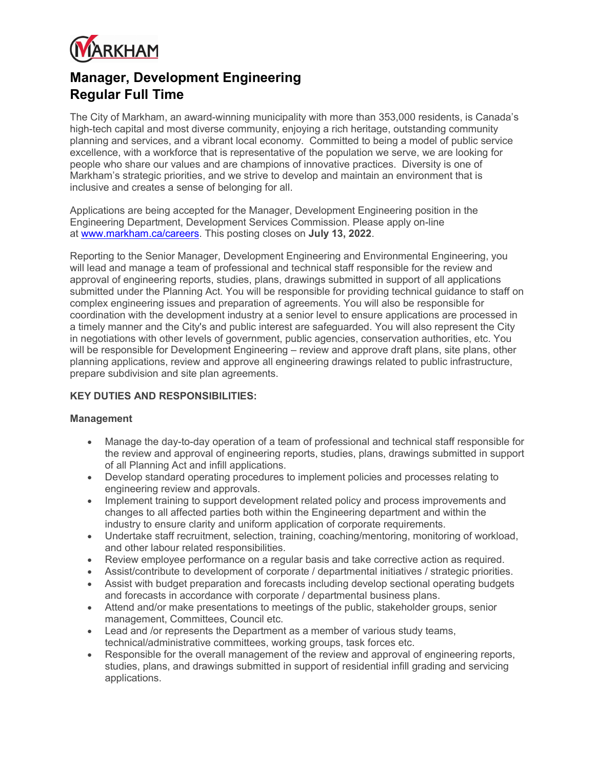MARKHAM

# Manager, Development Engineering
# Regular Full Time

The City of Markham, an award-winning municipality with more than 353,000 residents, is Canada's high-tech capital and most diverse community, enjoying a rich heritage, outstanding community planning and services, and a vibrant local economy. Committed to being a model of public service excellence, with a workforce that is representative of the population we serve, we are looking for people who share our values and are champions of innovative practices. Diversity is one of Markham's strategic priorities, and we strive to develop and maintain an environment that is inclusive and creates a sense of belonging for all.

Applications are being accepted for the Manager, Development Engineering position in the Engineering Department, Development Services Commission. Please apply on-line at [www.markham.ca/careers](www.markham.ca/careers). This posting closes on **July 13, 2022**.

Reporting to the Senior Manager, Development Engineering and Environmental Engineering, you will lead and manage a team of professional and technical staff responsible for the review and approval of engineering reports, studies, plans, drawings submitted in support of all applications submitted under the Planning Act. You will be responsible for providing technical guidance to staff on complex engineering issues and preparation of agreements. You will also be responsible for coordination with the development industry at a senior level to ensure applications are processed in a timely manner and the City's and public interest are safeguarded. You will also represent the City in negotiations with other levels of government, public agencies, conservation authorities, etc. You will be responsible for Development Engineering – review and approve draft plans, site plans, other planning applications, review and approve all engineering drawings related to public infrastructure, prepare subdivision and site plan agreements.

**KEY DUTIES AND RESPONSIBILITIES:**

**Management**

- Manage the day-to-day operation of a team of professional and technical staff responsible for the review and approval of engineering reports, studies, plans, drawings submitted in support of all Planning Act and infill applications.
- Develop standard operating procedures to implement policies and processes relating to engineering review and approvals.
- Implement training to support development related policy and process improvements and changes to all affected parties both within the Engineering department and within the industry to ensure clarity and uniform application of corporate requirements.
- Undertake staff recruitment, selection, training, coaching/mentoring, monitoring of workload, and other labour related responsibilities.
- Review employee performance on a regular basis and take corrective action as required.
- Assist/contribute to development of corporate / departmental initiatives / strategic priorities.
- Assist with budget preparation and forecasts including develop sectional operating budgets and forecasts in accordance with corporate / departmental business plans.
- Attend and/or make presentations to meetings of the public, stakeholder groups, senior management, Committees, Council etc.
- Lead and /or represents the Department as a member of various study teams, technical/administrative committees, working groups, task forces etc.
- Responsible for the overall management of the review and approval of engineering reports, studies, plans, and drawings submitted in support of residential infill grading and servicing applications.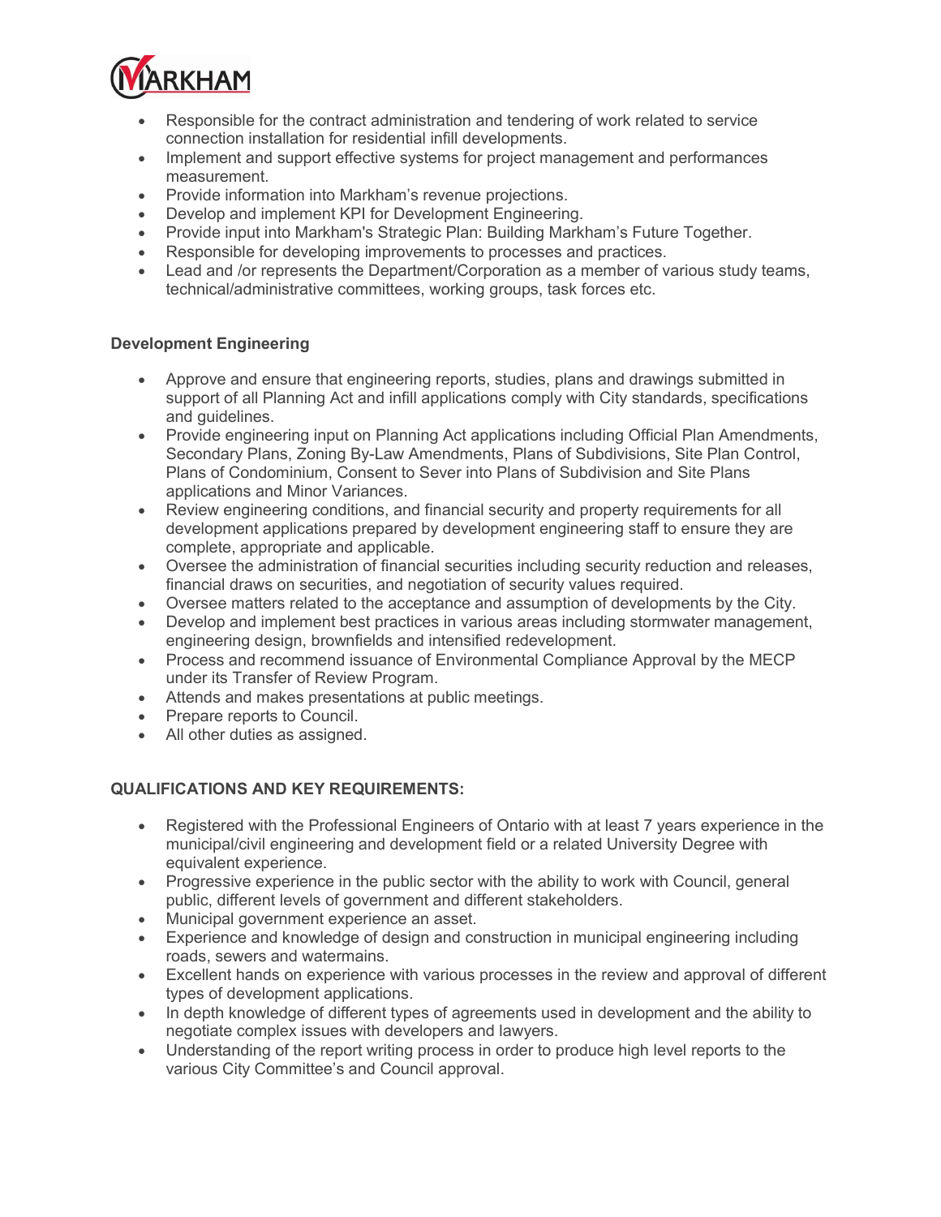- Responsible for the contract administration and tendering of work related to service connection installation for residential infill developments.
- Implement and support effective systems for project management and performances measurement.
- Provide information into Markham's revenue projections.
- Develop and implement KPI for Development Engineering.
- Provide input into Markham's Strategic Plan: Building Markham's Future Together.
- Responsible for developing improvements to processes and practices.
- Lead and /or represents the Department/Corporation as a member of various study teams, technical/administrative committees, working groups, task forces etc.

**Development Engineering**

- Approve and ensure that engineering reports, studies, plans and drawings submitted in support of all Planning Act and infill applications comply with City standards, specifications and guidelines.
- Provide engineering input on Planning Act applications including Official Plan Amendments, Secondary Plans, Zoning By-Law Amendments, Plans of Subdivisions, Site Plan Control, Plans of Condominium, Consent to Sever into Plans of Subdivision and Site Plans applications and Minor Variances.
- Review engineering conditions, and financial security and property requirements for all development applications prepared by development engineering staff to ensure they are complete, appropriate and applicable.
- Oversee the administration of financial securities including security reduction and releases, financial draws on securities, and negotiation of security values required.
- Oversee matters related to the acceptance and assumption of developments by the City.
- Develop and implement best practices in various areas including stormwater management, engineering design, brownfields and intensified redevelopment.
- Process and recommend issuance of Environmental Compliance Approval by the MECP under its Transfer of Review Program.
- Attends and makes presentations at public meetings.
- Prepare reports to Council.
- All other duties as assigned.

**QUALIFICATIONS AND KEY REQUIREMENTS:**

- Registered with the Professional Engineers of Ontario with at least 7 years experience in the municipal/civil engineering and development field or a related University Degree with equivalent experience.
- Progressive experience in the public sector with the ability to work with Council, general public, different levels of government and different stakeholders.
- Municipal government experience an asset.
- Experience and knowledge of design and construction in municipal engineering including roads, sewers and watermains.
- Excellent hands on experience with various processes in the review and approval of different types of development applications.
- In depth knowledge of different types of agreements used in development and the ability to negotiate complex issues with developers and lawyers.
- Understanding of the report writing process in order to produce high level reports to the various City Committee's and Council approval.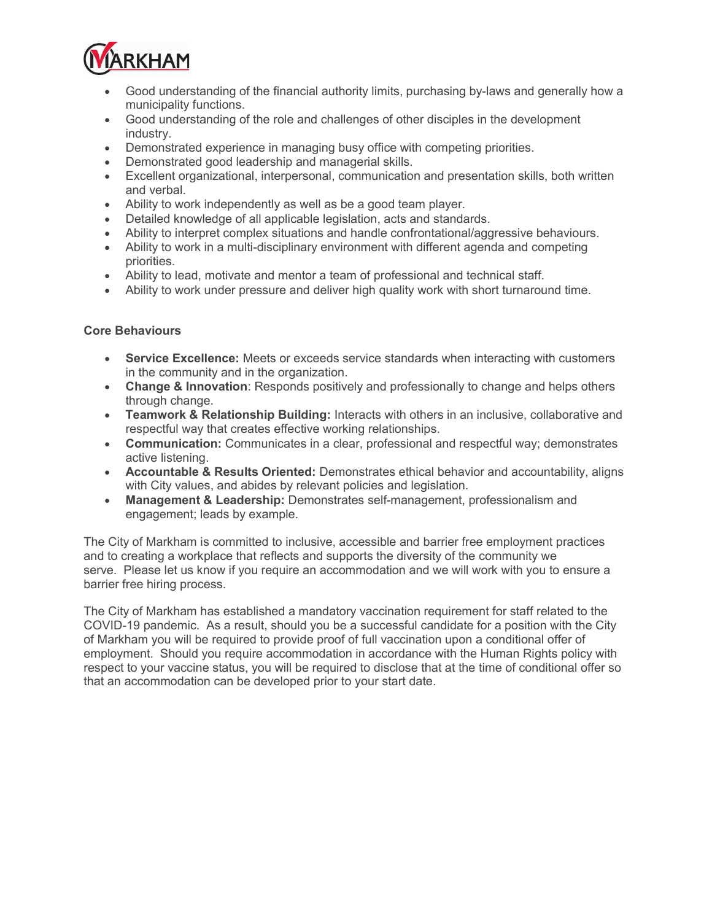- Good understanding of the financial authority limits, purchasing by-laws and generally how a municipality functions.
- Good understanding of the role and challenges of other disciples in the development industry.
- Demonstrated experience in managing busy office with competing priorities.
- Demonstrated good leadership and managerial skills.
- Excellent organizational, interpersonal, communication and presentation skills, both written and verbal.
- Ability to work independently as well as be a good team player.
- Detailed knowledge of all applicable legislation, acts and standards.
- Ability to interpret complex situations and handle confrontational/aggressive behaviours.
- Ability to work in a multi-disciplinary environment with different agenda and competing priorities.
- Ability to lead, motivate and mentor a team of professional and technical staff.
- Ability to work under pressure and deliver high quality work with short turnaround time.

**Core Behaviours**

- **Service Excellence:** Meets or exceeds service standards when interacting with customers in the community and in the organization.
- **Change & Innovation**: Responds positively and professionally to change and helps others through change.
- **Teamwork & Relationship Building:** Interacts with others in an inclusive, collaborative and respectful way that creates effective working relationships.
- **Communication:** Communicates in a clear, professional and respectful way; demonstrates active listening.
- **Accountable & Results Oriented:** Demonstrates ethical behavior and accountability, aligns with City values, and abides by relevant policies and legislation.
- **Management & Leadership:** Demonstrates self-management, professionalism and engagement; leads by example.

The City of Markham is committed to inclusive, accessible and barrier free employment practices and to creating a workplace that reflects and supports the diversity of the community we serve. Please let us know if you require an accommodation and we will work with you to ensure a barrier free hiring process.

The City of Markham has established a mandatory vaccination requirement for staff related to the COVID-19 pandemic. As a result, should you be a successful candidate for a position with the City of Markham you will be required to provide proof of full vaccination upon a conditional offer of employment. Should you require accommodation in accordance with the Human Rights policy with respect to your vaccine status, you will be required to disclose that at the time of conditional offer so that an accommodation can be developed prior to your start date.